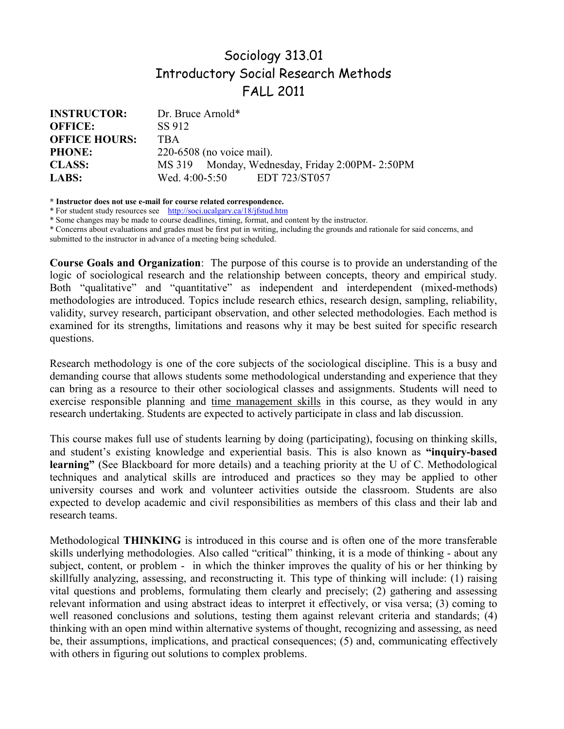# Sociology 313.01
# Introductory Social Research Methods
# FALL 2011

| | |
|---|---|
| **INSTRUCTOR:** | Dr. Bruce Arnold* |
| **OFFICE:** | SS 912 |
| **OFFICE HOURS:** | TBA |
| **PHONE:** | 220-6508 (no voice mail). |
| **CLASS:** | MS 319 Monday, Wednesday, Friday 2:00PM- 2:50PM |
| **LABS:** | Wed. 4:00-5:50 EDT 723/ST057 |

**\* Instructor does not use e-mail for course related correspondence.**

\* For student study resources see http://soci.ucalgary.ca/18/jfstud.htm

\* Some changes may be made to course deadlines, timing, format, and content by the instructor.

\* Concerns about evaluations and grades must be first put in writing, including the grounds and rationale for said concerns, and submitted to the instructor in advance of a meeting being scheduled.

**Course Goals and Organization**: The purpose of this course is to provide an understanding of the logic of sociological research and the relationship between concepts, theory and empirical study. Both "qualitative" and "quantitative" as independent and interdependent (mixed-methods) methodologies are introduced. Topics include research ethics, research design, sampling, reliability, validity, survey research, participant observation, and other selected methodologies. Each method is examined for its strengths, limitations and reasons why it may be best suited for specific research questions.

Research methodology is one of the core subjects of the sociological discipline. This is a busy and demanding course that allows students some methodological understanding and experience that they can bring as a resource to their other sociological classes and assignments. Students will need to exercise responsible planning and <u>time management skills</u> in this course, as they would in any research undertaking. Students are expected to actively participate in class and lab discussion.

This course makes full use of students learning by doing (participating), focusing on thinking skills, and student's existing knowledge and experiential basis. This is also known as **"inquiry-based learning"** (See Blackboard for more details) and a teaching priority at the U of C. Methodological techniques and analytical skills are introduced and practices so they may be applied to other university courses and work and volunteer activities outside the classroom. Students are also expected to develop academic and civil responsibilities as members of this class and their lab and research teams.

Methodological **THINKING** is introduced in this course and is often one of the more transferable skills underlying methodologies. Also called "critical" thinking, it is a mode of thinking - about any subject, content, or problem - in which the thinker improves the quality of his or her thinking by skillfully analyzing, assessing, and reconstructing it. This type of thinking will include: (1) raising vital questions and problems, formulating them clearly and precisely; (2) gathering and assessing relevant information and using abstract ideas to interpret it effectively, or visa versa; (3) coming to well reasoned conclusions and solutions, testing them against relevant criteria and standards; (4) thinking with an open mind within alternative systems of thought, recognizing and assessing, as need be, their assumptions, implications, and practical consequences; (5) and, communicating effectively with others in figuring out solutions to complex problems.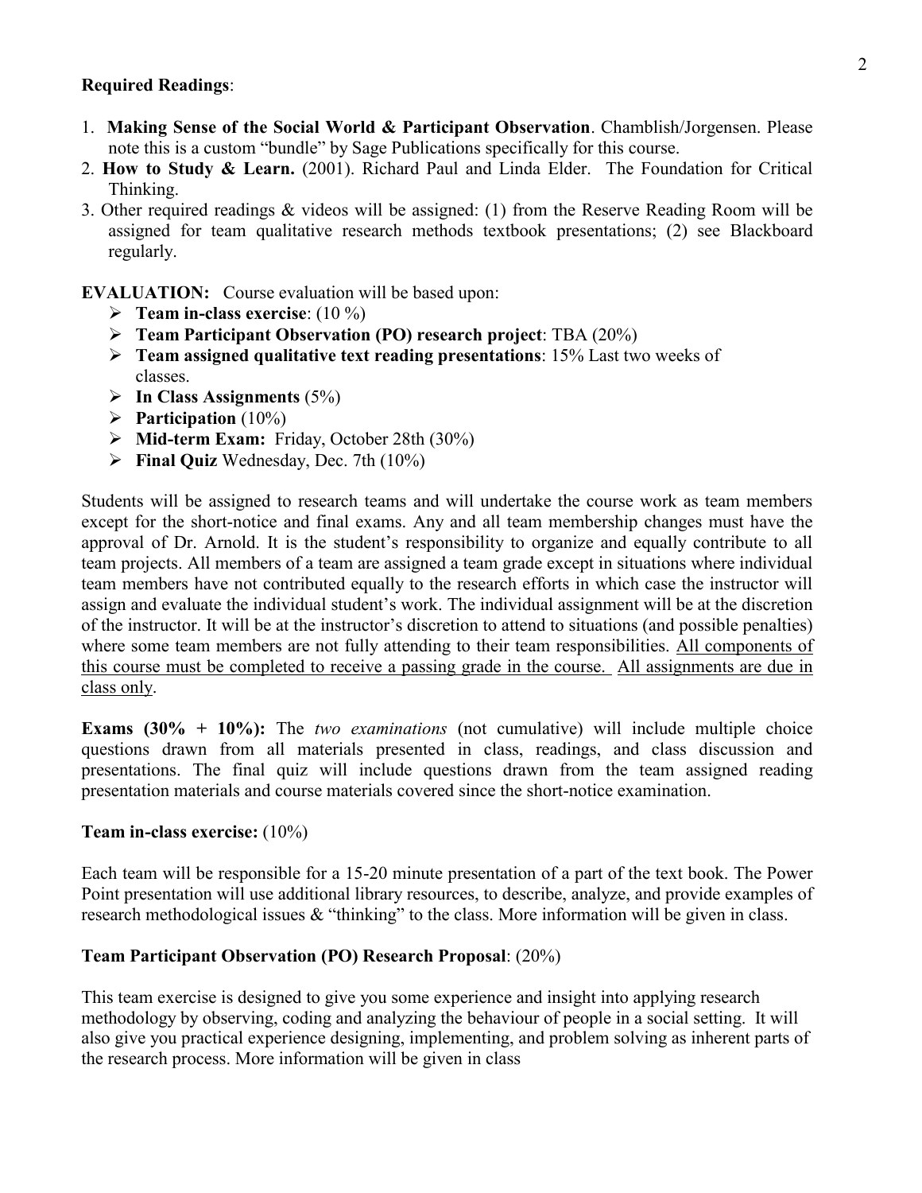**Required Readings**:

1. **Making Sense of the Social World & Participant Observation**. Chamblish/Jorgensen. Please note this is a custom "bundle" by Sage Publications specifically for this course.
2. **How to Study & Learn.** (2001). Richard Paul and Linda Elder. The Foundation for Critical Thinking.
3. Other required readings & videos will be assigned: (1) from the Reserve Reading Room will be assigned for team qualitative research methods textbook presentations; (2) see Blackboard regularly.

**EVALUATION:** Course evaluation will be based upon:

- **Team in-class exercise**: (10 %)
- **Team Participant Observation (PO) research project**: TBA (20%)
- **Team assigned qualitative text reading presentations**: 15% Last two weeks of classes.
- **In Class Assignments** (5%)
- **Participation** (10%)
- **Mid-term Exam:** Friday, October 28th (30%)
- **Final Quiz** Wednesday, Dec. 7th (10%)

Students will be assigned to research teams and will undertake the course work as team members except for the short-notice and final exams. Any and all team membership changes must have the approval of Dr. Arnold. It is the student's responsibility to organize and equally contribute to all team projects. All members of a team are assigned a team grade except in situations where individual team members have not contributed equally to the research efforts in which case the instructor will assign and evaluate the individual student's work. The individual assignment will be at the discretion of the instructor. It will be at the instructor's discretion to attend to situations (and possible penalties) where some team members are not fully attending to their team responsibilities. <u>All components of this course must be completed to receive a passing grade in the course.</u> <u>All assignments are due in class only</u>.

**Exams (30% + 10%):** The *two examinations* (not cumulative) will include multiple choice questions drawn from all materials presented in class, readings, and class discussion and presentations. The final quiz will include questions drawn from the team assigned reading presentation materials and course materials covered since the short-notice examination.

**Team in-class exercise:** (10%)

Each team will be responsible for a 15-20 minute presentation of a part of the text book. The Power Point presentation will use additional library resources, to describe, analyze, and provide examples of research methodological issues & "thinking" to the class. More information will be given in class.

**Team Participant Observation (PO) Research Proposal**: (20%)

This team exercise is designed to give you some experience and insight into applying research methodology by observing, coding and analyzing the behaviour of people in a social setting. It will also give you practical experience designing, implementing, and problem solving as inherent parts of the research process. More information will be given in class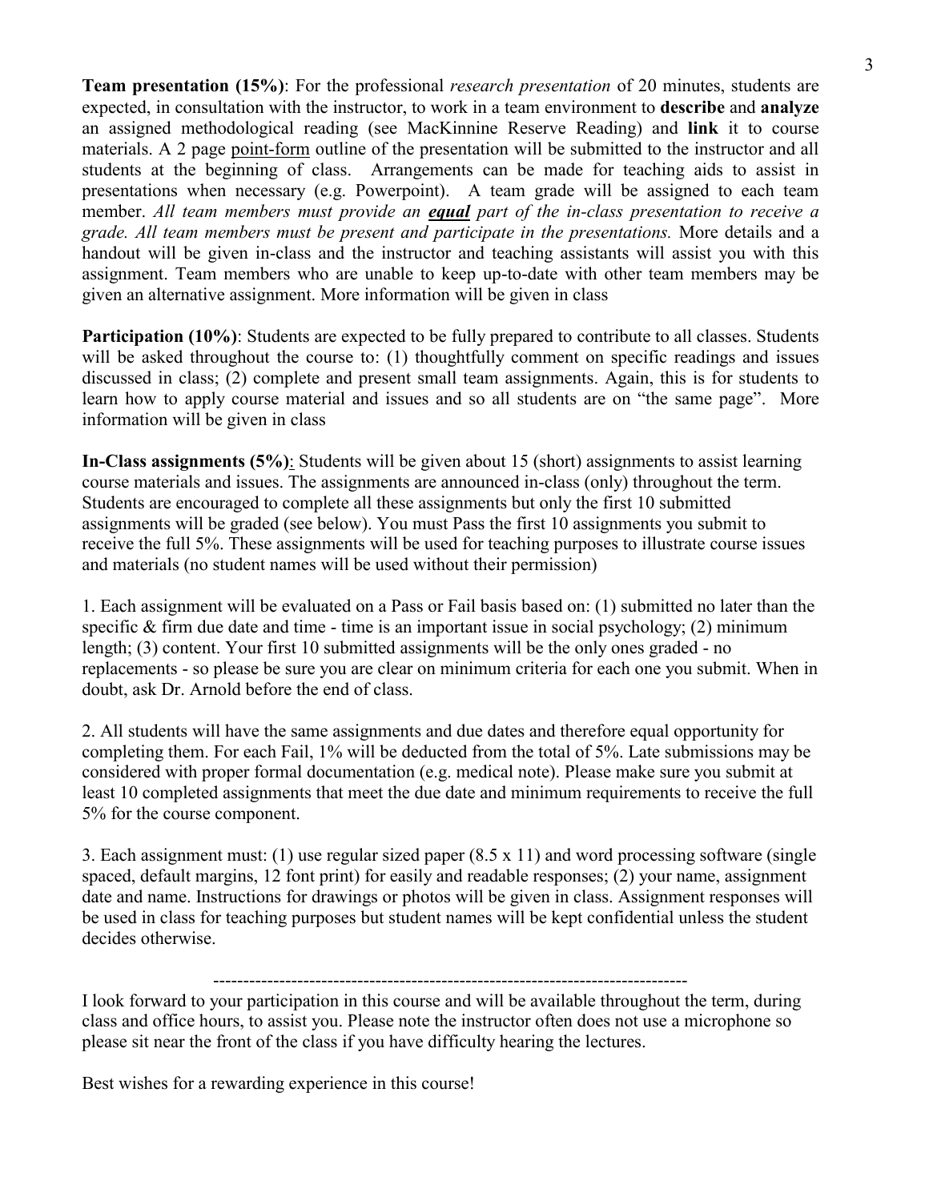**Team presentation (15%)**: For the professional *research presentation* of 20 minutes, students are expected, in consultation with the instructor, to work in a team environment to **describe** and **analyze** an assigned methodological reading (see MacKinnine Reserve Reading) and **link** it to course materials. A 2 page point-form outline of the presentation will be submitted to the instructor and all students at the beginning of class. Arrangements can be made for teaching aids to assist in presentations when necessary (e.g. Powerpoint). A team grade will be assigned to each team member. *All team members must provide an **equal** part of the in-class presentation to receive a grade. All team members must be present and participate in the presentations.* More details and a handout will be given in-class and the instructor and teaching assistants will assist you with this assignment. Team members who are unable to keep up-to-date with other team members may be given an alternative assignment. More information will be given in class

**Participation (10%)**: Students are expected to be fully prepared to contribute to all classes. Students will be asked throughout the course to: (1) thoughtfully comment on specific readings and issues discussed in class; (2) complete and present small team assignments. Again, this is for students to learn how to apply course material and issues and so all students are on "the same page". More information will be given in class

**In-Class assignments (5%)**: Students will be given about 15 (short) assignments to assist learning course materials and issues. The assignments are announced in-class (only) throughout the term. Students are encouraged to complete all these assignments but only the first 10 submitted assignments will be graded (see below). You must Pass the first 10 assignments you submit to receive the full 5%. These assignments will be used for teaching purposes to illustrate course issues and materials (no student names will be used without their permission)

1. Each assignment will be evaluated on a Pass or Fail basis based on: (1) submitted no later than the specific & firm due date and time - time is an important issue in social psychology; (2) minimum length; (3) content. Your first 10 submitted assignments will be the only ones graded - no replacements - so please be sure you are clear on minimum criteria for each one you submit. When in doubt, ask Dr. Arnold before the end of class.

2. All students will have the same assignments and due dates and therefore equal opportunity for completing them. For each Fail, 1% will be deducted from the total of 5%. Late submissions may be considered with proper formal documentation (e.g. medical note). Please make sure you submit at least 10 completed assignments that meet the due date and minimum requirements to receive the full 5% for the course component.

3. Each assignment must: (1) use regular sized paper (8.5 x 11) and word processing software (single spaced, default margins, 12 font print) for easily and readable responses; (2) your name, assignment date and name. Instructions for drawings or photos will be given in class. Assignment responses will be used in class for teaching purposes but student names will be kept confidential unless the student decides otherwise.

---

I look forward to your participation in this course and will be available throughout the term, during class and office hours, to assist you. Please note the instructor often does not use a microphone so please sit near the front of the class if you have difficulty hearing the lectures.

Best wishes for a rewarding experience in this course!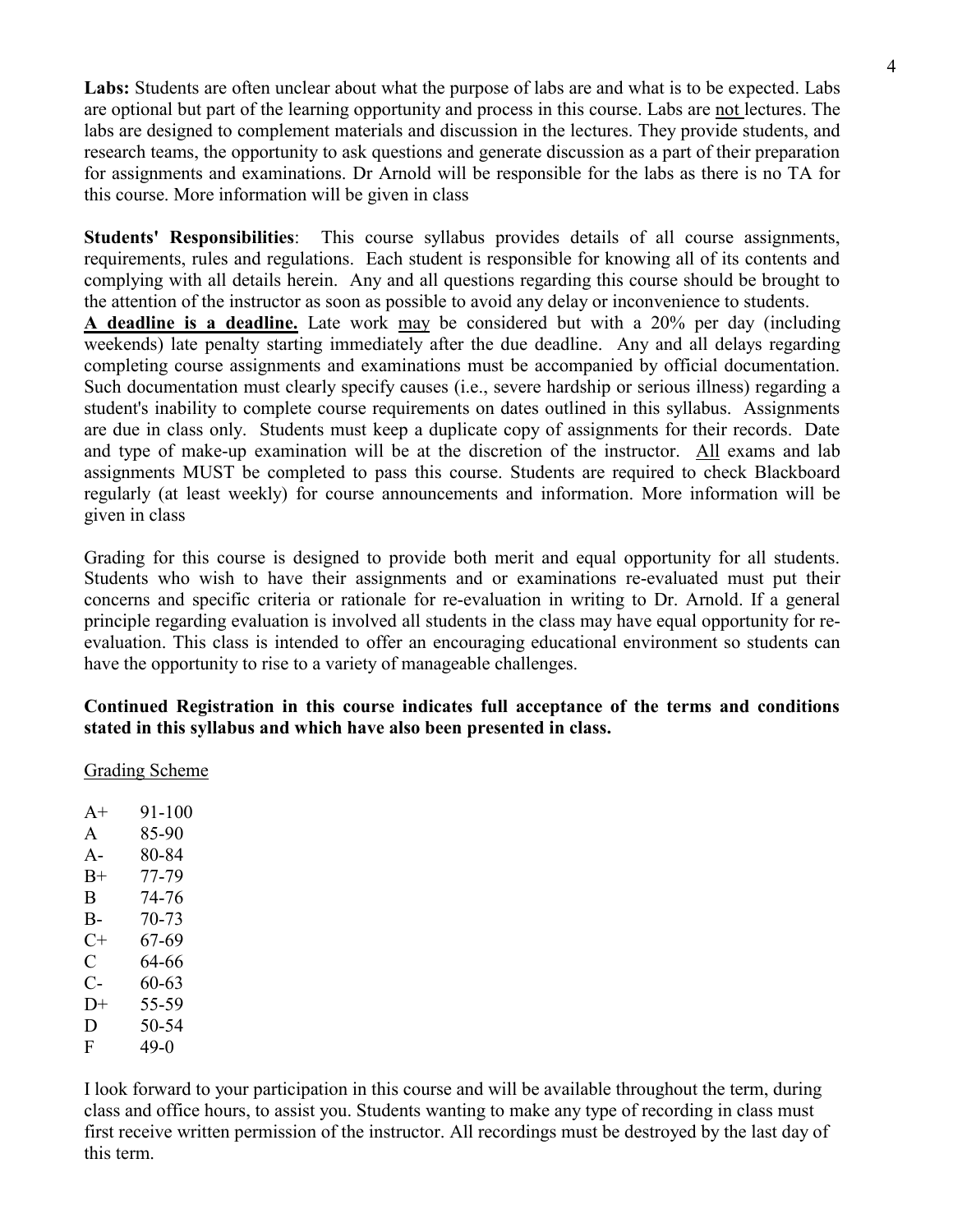**Labs:** Students are often unclear about what the purpose of labs are and what is to be expected. Labs are optional but part of the learning opportunity and process in this course. Labs are not lectures. The labs are designed to complement materials and discussion in the lectures. They provide students, and research teams, the opportunity to ask questions and generate discussion as a part of their preparation for assignments and examinations. Dr Arnold will be responsible for the labs as there is no TA for this course. More information will be given in class

**Students' Responsibilities**: This course syllabus provides details of all course assignments, requirements, rules and regulations. Each student is responsible for knowing all of its contents and complying with all details herein. Any and all questions regarding this course should be brought to the attention of the instructor as soon as possible to avoid any delay or inconvenience to students.

**A deadline is a deadline.** Late work may be considered but with a 20% per day (including weekends) late penalty starting immediately after the due deadline. Any and all delays regarding completing course assignments and examinations must be accompanied by official documentation. Such documentation must clearly specify causes (i.e., severe hardship or serious illness) regarding a student's inability to complete course requirements on dates outlined in this syllabus. Assignments are due in class only. Students must keep a duplicate copy of assignments for their records. Date and type of make-up examination will be at the discretion of the instructor. All exams and lab assignments MUST be completed to pass this course. Students are required to check Blackboard regularly (at least weekly) for course announcements and information. More information will be given in class

Grading for this course is designed to provide both merit and equal opportunity for all students. Students who wish to have their assignments and or examinations re-evaluated must put their concerns and specific criteria or rationale for re-evaluation in writing to Dr. Arnold. If a general principle regarding evaluation is involved all students in the class may have equal opportunity for re-evaluation. This class is intended to offer an encouraging educational environment so students can have the opportunity to rise to a variety of manageable challenges.

**Continued Registration in this course indicates full acceptance of the terms and conditions stated in this syllabus and which have also been presented in class.**

Grading Scheme

| | |
|---|---|
| A+ | 91-100 |
| A | 85-90 |
| A- | 80-84 |
| B+ | 77-79 |
| B | 74-76 |
| B- | 70-73 |
| C+ | 67-69 |
| C | 64-66 |
| C- | 60-63 |
| D+ | 55-59 |
| D | 50-54 |
| F | 49-0 |

I look forward to your participation in this course and will be available throughout the term, during class and office hours, to assist you. Students wanting to make any type of recording in class must first receive written permission of the instructor. All recordings must be destroyed by the last day of this term.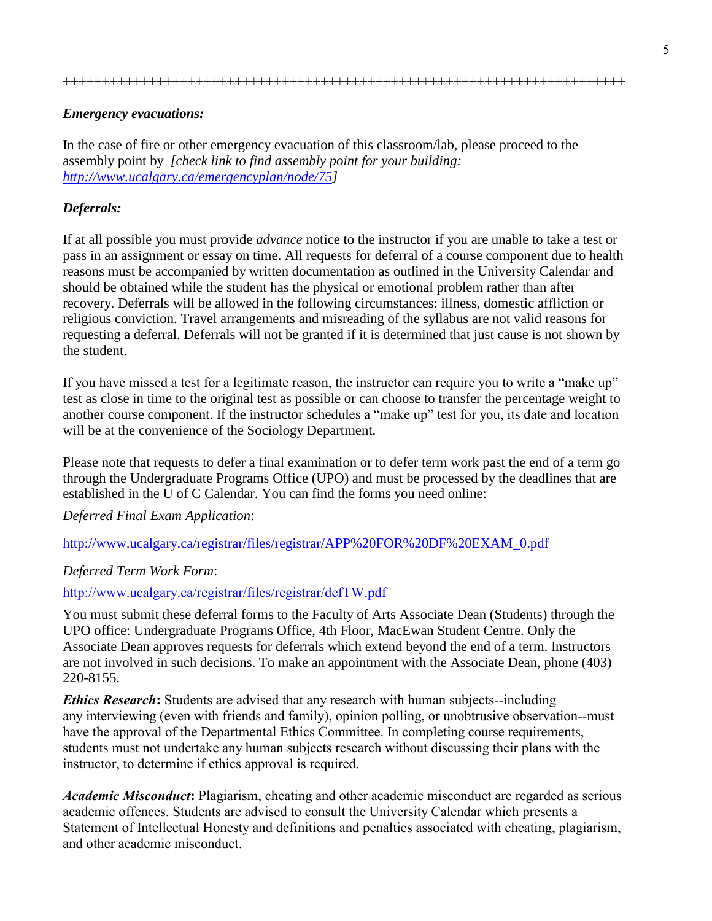++++++++++++++++++++++++++++++++++++++++++++++++++++++++++++++++++++++++

***Emergency evacuations:***

In the case of fire or other emergency evacuation of this classroom/lab, please proceed to the assembly point by *[check link to find assembly point for your building: http://www.ucalgary.ca/emergencyplan/node/75]*

***Deferrals:***

If at all possible you must provide *advance* notice to the instructor if you are unable to take a test or pass in an assignment or essay on time. All requests for deferral of a course component due to health reasons must be accompanied by written documentation as outlined in the University Calendar and should be obtained while the student has the physical or emotional problem rather than after recovery. Deferrals will be allowed in the following circumstances: illness, domestic affliction or religious conviction. Travel arrangements and misreading of the syllabus are not valid reasons for requesting a deferral. Deferrals will not be granted if it is determined that just cause is not shown by the student.

If you have missed a test for a legitimate reason, the instructor can require you to write a "make up" test as close in time to the original test as possible or can choose to transfer the percentage weight to another course component. If the instructor schedules a "make up" test for you, its date and location will be at the convenience of the Sociology Department.

Please note that requests to defer a final examination or to defer term work past the end of a term go through the Undergraduate Programs Office (UPO) and must be processed by the deadlines that are established in the U of C Calendar. You can find the forms you need online:

*Deferred Final Exam Application*:

http://www.ucalgary.ca/registrar/files/registrar/APP%20FOR%20DF%20EXAM_0.pdf

*Deferred Term Work Form*:

http://www.ucalgary.ca/registrar/files/registrar/defTW.pdf

You must submit these deferral forms to the Faculty of Arts Associate Dean (Students) through the UPO office: Undergraduate Programs Office, 4th Floor, MacEwan Student Centre. Only the Associate Dean approves requests for deferrals which extend beyond the end of a term. Instructors are not involved in such decisions. To make an appointment with the Associate Dean, phone (403) 220-8155.

***Ethics Research*****:** Students are advised that any research with human subjects--including any interviewing (even with friends and family), opinion polling, or unobtrusive observation--must have the approval of the Departmental Ethics Committee. In completing course requirements, students must not undertake any human subjects research without discussing their plans with the instructor, to determine if ethics approval is required.

***Academic Misconduct*****:** Plagiarism, cheating and other academic misconduct are regarded as serious academic offences. Students are advised to consult the University Calendar which presents a Statement of Intellectual Honesty and definitions and penalties associated with cheating, plagiarism, and other academic misconduct.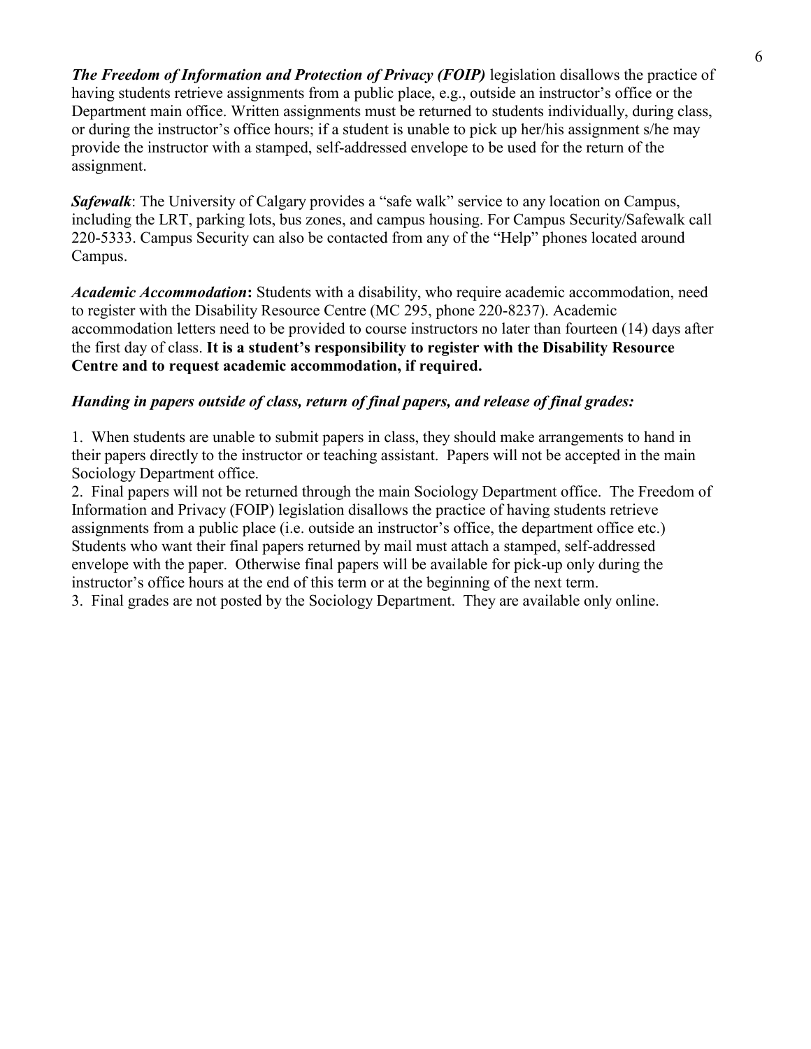***The Freedom of Information and Protection of Privacy (FOIP)*** legislation disallows the practice of having students retrieve assignments from a public place, e.g., outside an instructor's office or the Department main office. Written assignments must be returned to students individually, during class, or during the instructor's office hours; if a student is unable to pick up her/his assignment s/he may provide the instructor with a stamped, self-addressed envelope to be used for the return of the assignment.

***Safewalk***: The University of Calgary provides a "safe walk" service to any location on Campus, including the LRT, parking lots, bus zones, and campus housing. For Campus Security/Safewalk call 220-5333. Campus Security can also be contacted from any of the "Help" phones located around Campus.

***Academic Accommodation*****:** Students with a disability, who require academic accommodation, need to register with the Disability Resource Centre (MC 295, phone 220-8237). Academic accommodation letters need to be provided to course instructors no later than fourteen (14) days after the first day of class. **It is a student's responsibility to register with the Disability Resource Centre and to request academic accommodation, if required.**

***Handing in papers outside of class, return of final papers, and release of final grades:***

1. When students are unable to submit papers in class, they should make arrangements to hand in their papers directly to the instructor or teaching assistant. Papers will not be accepted in the main Sociology Department office.
2. Final papers will not be returned through the main Sociology Department office. The Freedom of Information and Privacy (FOIP) legislation disallows the practice of having students retrieve assignments from a public place (i.e. outside an instructor's office, the department office etc.) Students who want their final papers returned by mail must attach a stamped, self-addressed envelope with the paper. Otherwise final papers will be available for pick-up only during the instructor's office hours at the end of this term or at the beginning of the next term.
3. Final grades are not posted by the Sociology Department. They are available only online.